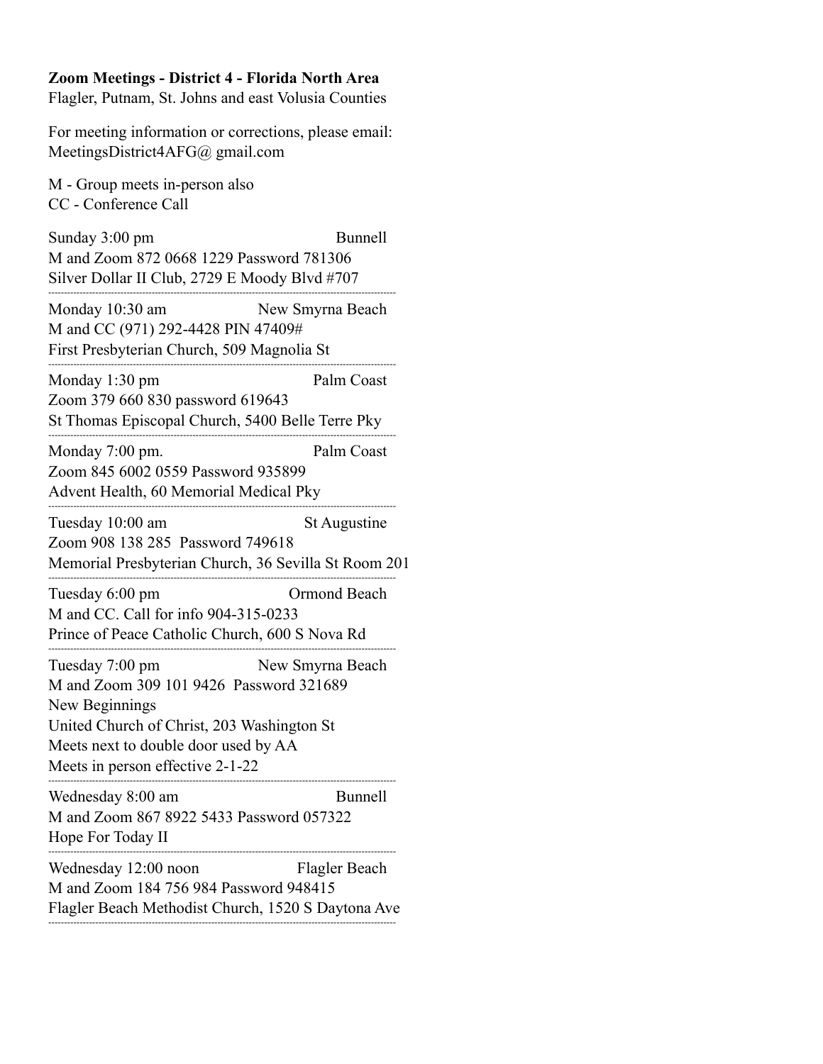**Zoom Meetings - District 4 - Florida North Area**
Flagler, Putnam, St. Johns and east Volusia Counties

For meeting information or corrections, please email:
MeetingsDistrict4AFG@ gmail.com

M - Group meets in-person also
CC - Conference Call

Sunday 3:00 pm Bunnell
M and Zoom 872 0668 1229 Password 781306
Silver Dollar II Club, 2729 E Moody Blvd #707

---

Monday 10:30 am New Smyrna Beach
M and CC (971) 292-4428 PIN 47409#
First Presbyterian Church, 509 Magnolia St

---

Monday 1:30 pm Palm Coast
Zoom 379 660 830 password 619643
St Thomas Episcopal Church, 5400 Belle Terre Pky

---

Monday 7:00 pm. Palm Coast
Zoom 845 6002 0559 Password 935899
Advent Health, 60 Memorial Medical Pky

---

Tuesday 10:00 am St Augustine
Zoom 908 138 285 Password 749618
Memorial Presbyterian Church, 36 Sevilla St Room 201

---

Tuesday 6:00 pm Ormond Beach
M and CC. Call for info 904-315-0233
Prince of Peace Catholic Church, 600 S Nova Rd

---

Tuesday 7:00 pm New Smyrna Beach
M and Zoom 309 101 9426 Password 321689
New Beginnings
United Church of Christ, 203 Washington St
Meets next to double door used by AA
Meets in person effective 2-1-22

---

Wednesday 8:00 am Bunnell
M and Zoom 867 8922 5433 Password 057322
Hope For Today II

---

Wednesday 12:00 noon Flagler Beach
M and Zoom 184 756 984 Password 948415
Flagler Beach Methodist Church, 1520 S Daytona Ave

---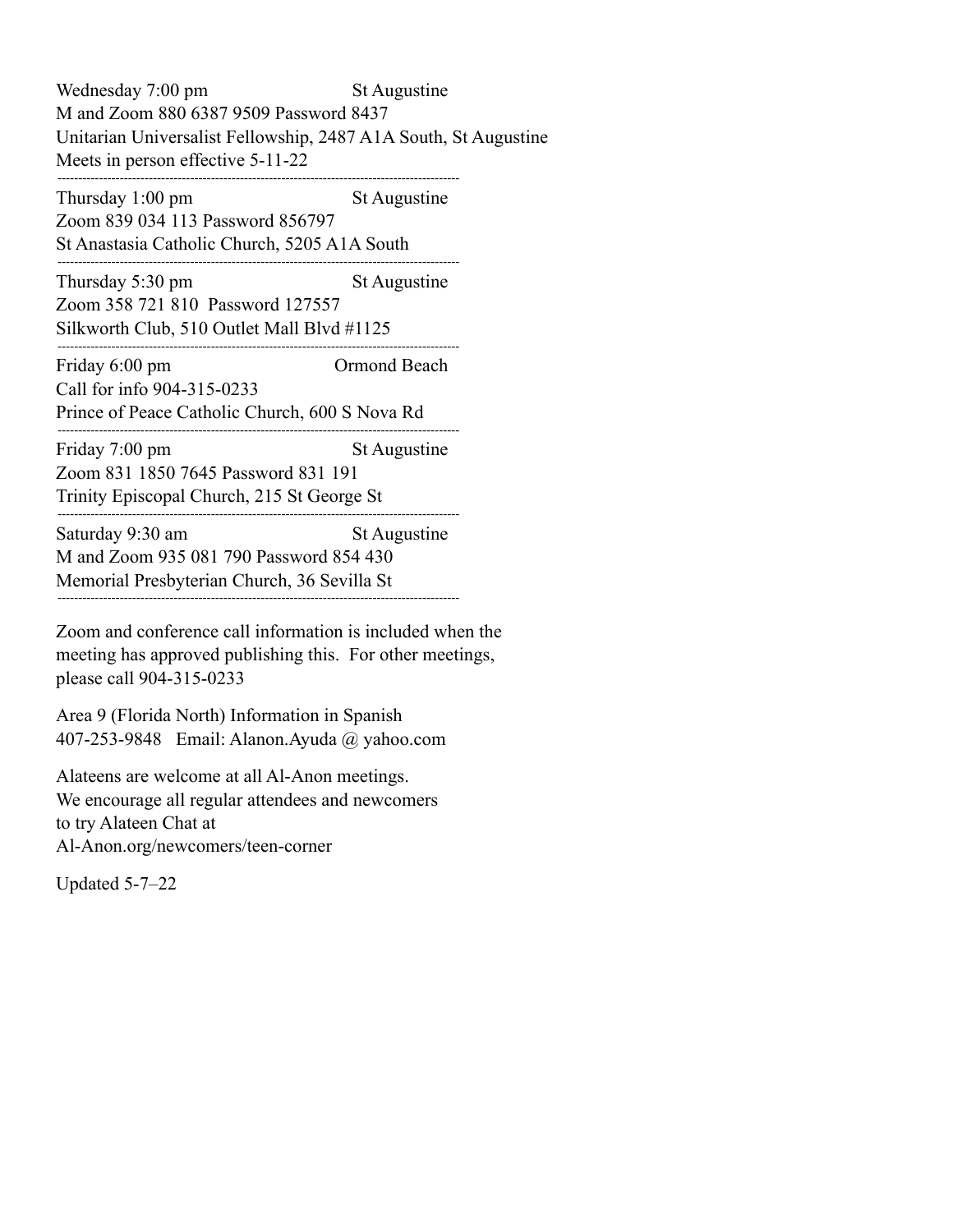Wednesday 7:00 pm St Augustine
M and Zoom 880 6387 9509 Password 8437
Unitarian Universalist Fellowship, 2487 A1A South, St Augustine
Meets in person effective 5-11-22

---

Thursday 1:00 pm St Augustine
Zoom 839 034 113 Password 856797
St Anastasia Catholic Church, 5205 A1A South

---

Thursday 5:30 pm St Augustine
Zoom 358 721 810 Password 127557
Silkworth Club, 510 Outlet Mall Blvd #1125

---

Friday 6:00 pm Ormond Beach
Call for info 904-315-0233
Prince of Peace Catholic Church, 600 S Nova Rd

---

Friday 7:00 pm St Augustine
Zoom 831 1850 7645 Password 831 191
Trinity Episcopal Church, 215 St George St

---

Saturday 9:30 am St Augustine
M and Zoom 935 081 790 Password 854 430
Memorial Presbyterian Church, 36 Sevilla St

---

Zoom and conference call information is included when the meeting has approved publishing this. For other meetings, please call 904-315-0233

Area 9 (Florida North) Information in Spanish
407-253-9848 Email: Alanon.Ayuda @ yahoo.com

Alateens are welcome at all Al-Anon meetings.
We encourage all regular attendees and newcomers to try Alateen Chat at
Al-Anon.org/newcomers/teen-corner

Updated 5-7–22